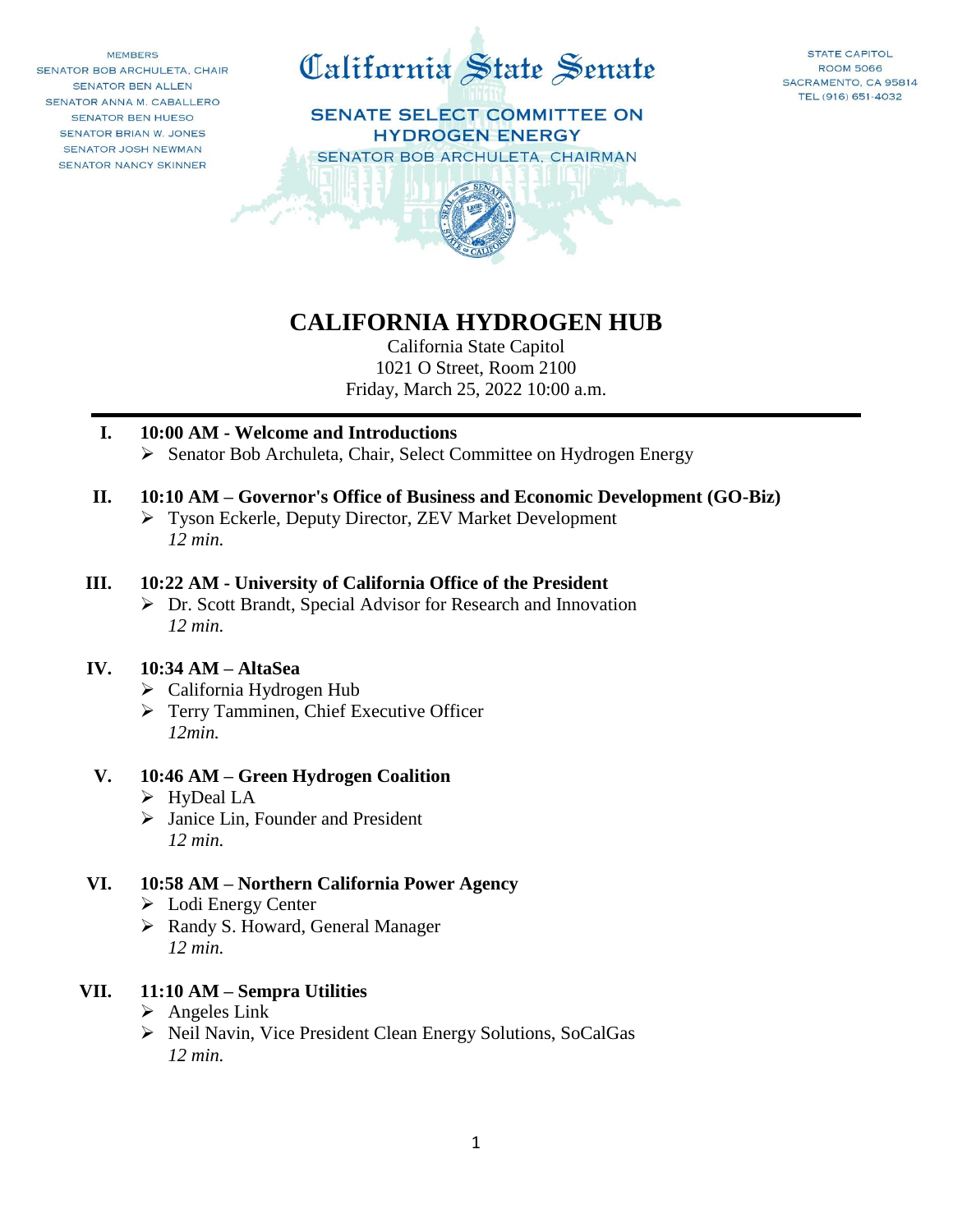MEMBERS
SENATOR BOB ARCHULETA, CHAIR
SENATOR BEN ALLEN
SENATOR ANNA M. CABALLERO
SENATOR BEN HUESO
SENATOR BRIAN W. JONES
SENATOR JOSH NEWMAN
SENATOR NANCY SKINNER

California State Senate

SENATE SELECT COMMITTEE ON HYDROGEN ENERGY
SENATOR BOB ARCHULETA, CHAIRMAN

STATE CAPITOL
ROOM 5066
SACRAMENTO, CA 95814
TEL (916) 651-4032

# CALIFORNIA HYDROGEN HUB

California State Capitol
1021 O Street, Room 2100
Friday, March 25, 2022 10:00 a.m.

---

**I. 10:00 AM - Welcome and Introductions**
- Senator Bob Archuleta, Chair, Select Committee on Hydrogen Energy

**II. 10:10 AM – Governor's Office of Business and Economic Development (GO-Biz)**
- Tyson Eckerle, Deputy Director, ZEV Market Development
  *12 min.*

**III. 10:22 AM - University of California Office of the President**
- Dr. Scott Brandt, Special Advisor for Research and Innovation
  *12 min.*

**IV. 10:34 AM – AltaSea**
- California Hydrogen Hub
- Terry Tamminen, Chief Executive Officer
  *12min.*

**V. 10:46 AM – Green Hydrogen Coalition**
- HyDeal LA
- Janice Lin, Founder and President
  *12 min.*

**VI. 10:58 AM – Northern California Power Agency**
- Lodi Energy Center
- Randy S. Howard, General Manager
  *12 min.*

**VII. 11:10 AM – Sempra Utilities**
- Angeles Link
- Neil Navin, Vice President Clean Energy Solutions, SoCalGas
  *12 min.*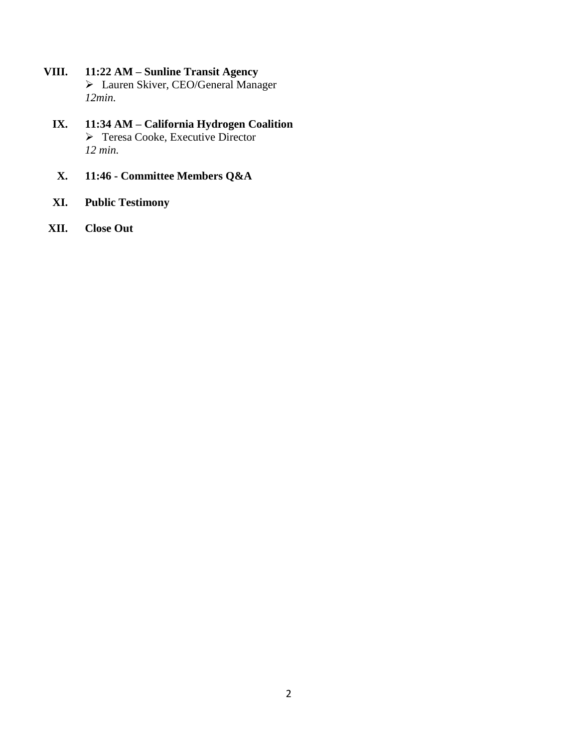VIII. **11:22 AM – Sunline Transit Agency**
- ➢ Lauren Skiver, CEO/General Manager

*12min.*

IX. **11:34 AM – California Hydrogen Coalition**
- ➢ Teresa Cooke, Executive Director

*12 min.*

X. **11:46 - Committee Members Q&A**

XI. **Public Testimony**

XII. **Close Out**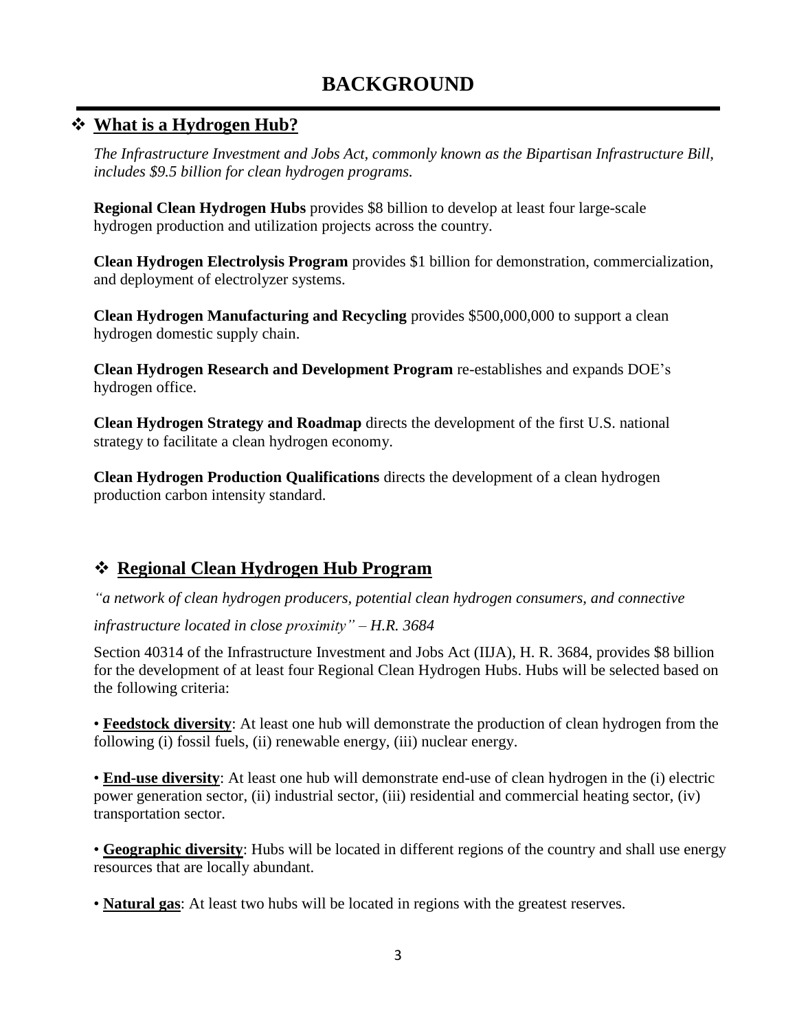# BACKGROUND

## ❖ <u>What is a Hydrogen Hub?</u>

*The Infrastructure Investment and Jobs Act, commonly known as the Bipartisan Infrastructure Bill, includes $9.5 billion for clean hydrogen programs.*

**Regional Clean Hydrogen Hubs** provides $8 billion to develop at least four large-scale hydrogen production and utilization projects across the country.

**Clean Hydrogen Electrolysis Program** provides $1 billion for demonstration, commercialization, and deployment of electrolyzer systems.

**Clean Hydrogen Manufacturing and Recycling** provides $500,000,000 to support a clean hydrogen domestic supply chain.

**Clean Hydrogen Research and Development Program** re-establishes and expands DOE's hydrogen office.

**Clean Hydrogen Strategy and Roadmap** directs the development of the first U.S. national strategy to facilitate a clean hydrogen economy.

**Clean Hydrogen Production Qualifications** directs the development of a clean hydrogen production carbon intensity standard.

## ❖ <u>Regional Clean Hydrogen Hub Program</u>

*"a network of clean hydrogen producers, potential clean hydrogen consumers, and connective infrastructure located in close proximity" – H.R. 3684*

Section 40314 of the Infrastructure Investment and Jobs Act (IIJA), H. R. 3684, provides $8 billion for the development of at least four Regional Clean Hydrogen Hubs. Hubs will be selected based on the following criteria:

• **<u>Feedstock diversity</u>**: At least one hub will demonstrate the production of clean hydrogen from the following (i) fossil fuels, (ii) renewable energy, (iii) nuclear energy.

• **<u>End-use diversity</u>**: At least one hub will demonstrate end-use of clean hydrogen in the (i) electric power generation sector, (ii) industrial sector, (iii) residential and commercial heating sector, (iv) transportation sector.

• **<u>Geographic diversity</u>**: Hubs will be located in different regions of the country and shall use energy resources that are locally abundant.

• **<u>Natural gas</u>**: At least two hubs will be located in regions with the greatest reserves.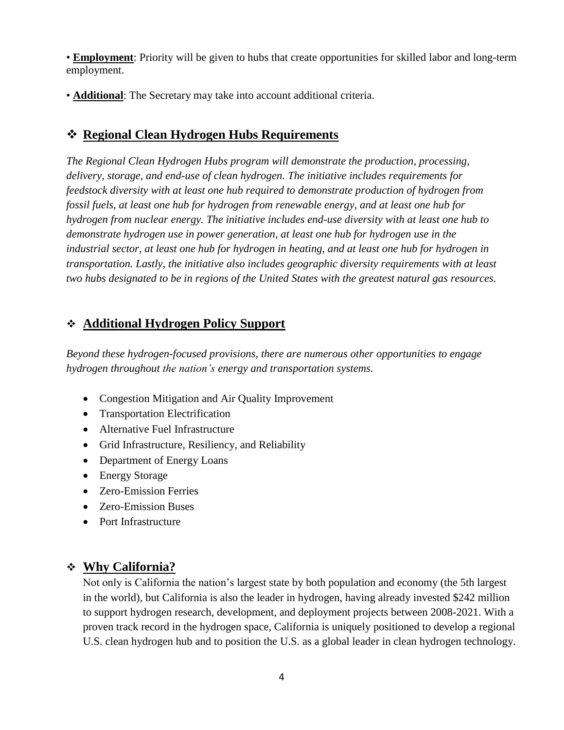• **Employment**: Priority will be given to hubs that create opportunities for skilled labor and long-term employment.

• **Additional**: The Secretary may take into account additional criteria.

## ❖ Regional Clean Hydrogen Hubs Requirements

*The Regional Clean Hydrogen Hubs program will demonstrate the production, processing, delivery, storage, and end-use of clean hydrogen. The initiative includes requirements for feedstock diversity with at least one hub required to demonstrate production of hydrogen from fossil fuels, at least one hub for hydrogen from renewable energy, and at least one hub for hydrogen from nuclear energy. The initiative includes end-use diversity with at least one hub to demonstrate hydrogen use in power generation, at least one hub for hydrogen use in the industrial sector, at least one hub for hydrogen in heating, and at least one hub for hydrogen in transportation. Lastly, the initiative also includes geographic diversity requirements with at least two hubs designated to be in regions of the United States with the greatest natural gas resources.*

## ❖ Additional Hydrogen Policy Support

*Beyond these hydrogen-focused provisions, there are numerous other opportunities to engage hydrogen throughout the nation's energy and transportation systems.*

- Congestion Mitigation and Air Quality Improvement
- Transportation Electrification
- Alternative Fuel Infrastructure
- Grid Infrastructure, Resiliency, and Reliability
- Department of Energy Loans
- Energy Storage
- Zero-Emission Ferries
- Zero-Emission Buses
- Port Infrastructure

## ❖ Why California?

Not only is California the nation's largest state by both population and economy (the 5th largest in the world), but California is also the leader in hydrogen, having already invested $242 million to support hydrogen research, development, and deployment projects between 2008-2021. With a proven track record in the hydrogen space, California is uniquely positioned to develop a regional U.S. clean hydrogen hub and to position the U.S. as a global leader in clean hydrogen technology.